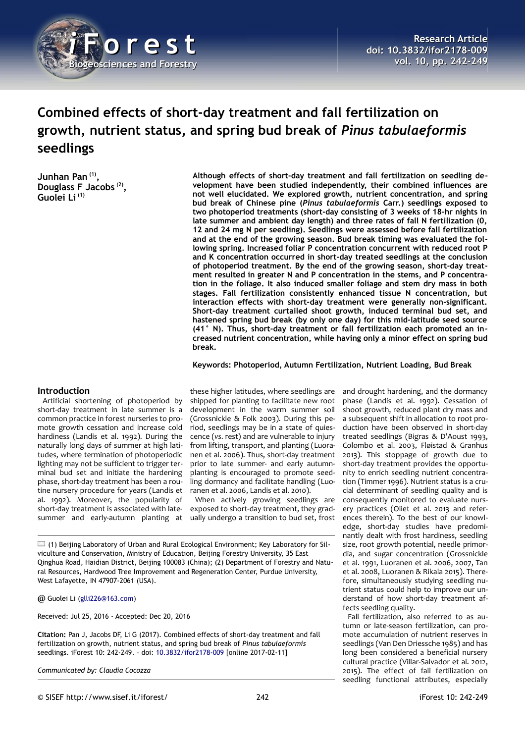Research Article
doi: 10.3832/ifor2178-009
vol. 10, pp. 242-249

# Combined effects of short-day treatment and fall fertilization on growth, nutrient status, and spring bud break of *Pinus tabulaeformis* seedlings

**Junhan Pan [1], Douglass F Jacobs [2], Guolei Li [1]**

**Although effects of short-day treatment and fall fertilization on seedling development have been studied independently, their combined influences are not well elucidated. We explored growth, nutrient concentration, and spring bud break of Chinese pine (*Pinus tabulaeformis* Carr.) seedlings exposed to two photoperiod treatments (short-day consisting of 3 weeks of 18-hr nights in late summer and ambient day length) and three rates of fall N fertilization (0, 12 and 24 mg N per seedling). Seedlings were assessed before fall fertilization and at the end of the growing season. Bud break timing was evaluated the following spring. Increased foliar P concentration concurrent with reduced root P and K concentration occurred in short-day treated seedlings at the conclusion of photoperiod treatment. By the end of the growing season, short-day treatment resulted in greater N and P concentration in the stems, and P concentration in the foliage. It also induced smaller foliage and stem dry mass in both stages. Fall fertilization consistently enhanced tissue N concentration, but interaction effects with short-day treatment were generally non-significant. Short-day treatment curtailed shoot growth, induced terminal bud set, and hastened spring bud break (by only one day) for this mid-latitude seed source (41° N). Thus, short-day treatment or fall fertilization each promoted an increased nutrient concentration, while having only a minor effect on spring bud break.**

**Keywords: Photoperiod, Autumn Fertilization, Nutrient Loading, Bud Break**

## Introduction

Artificial shortening of photoperiod by short-day treatment in late summer is a common practice in forest nurseries to promote growth cessation and increase cold hardiness (Landis et al. 1992). During the naturally long days of summer at high latitudes, where termination of photoperiodic lighting may not be sufficient to trigger terminal bud set and initiate the hardening phase, short-day treatment has been a routine nursery procedure for years (Landis et al. 1992). Moreover, the popularity of short-day treatment is associated with late-summer and early-autumn planting at these higher latitudes, where seedlings are shipped for planting to facilitate new root development in the warm summer soil (Grossnickle & Folk 2003). During this period, seedlings may be in a state of quiescence (*vs.* rest) and are vulnerable to injury from lifting, transport, and planting (Luoranen et al. 2006). Thus, short-day treatment prior to late summer- and early autumn-planting is encouraged to promote seedling dormancy and facilitate handling (Luoranen et al. 2006, Landis et al. 2010).

When actively growing seedlings are exposed to short-day treatment, they gradually undergo a transition to bud set, frost and drought hardening, and the dormancy phase (Landis et al. 1992). Cessation of shoot growth, reduced plant dry mass and a subsequent shift in allocation to root production have been observed in short-day treated seedlings (Bigras & D'Aoust 1993, Colombo et al. 2003, Fløistad & Granhus 2013). This stoppage of growth due to short-day treatment provides the opportunity to enrich seedling nutrient concentration (Timmer 1996). Nutrient status is a crucial determinant of seedling quality and is consequently monitored to evaluate nursery practices (Oliet et al. 2013 and references therein). To the best of our knowledge, short-day studies have predominantly dealt with frost hardiness, seedling size, root growth potential, needle primordia, and sugar concentration (Grossnickle et al. 1991, Luoranen et al. 2006, 2007, Tan et al. 2008, Luoranen & Rikala 2015). Therefore, simultaneously studying seedling nutrient status could help to improve our understanding of how short-day treatment affects seedling quality.

Fall fertilization, also referred to as autumn or late-season fertilization, can promote accumulation of nutrient reserves in seedlings (Van Den Driessche 1985) and has long been considered a beneficial nursery cultural practice (Villar-Salvador et al. 2012, 2015). The effect of fall fertilization on seedling functional attributes, especially

---

(1) Beijing Laboratory of Urban and Rural Ecological Environment; Key Laboratory for Silviculture and Conservation, Ministry of Education, Beijing Forestry University, 35 East Qinghua Road, Haidian District, Beijing 100083 (China); (2) Department of Forestry and Natural Resources, Hardwood Tree Improvement and Regeneration Center, Purdue University, West Lafayette, IN 47907-2061 (USA).

@ Guolei Li (glli226@163.com)

Received: Jul 25, 2016 - Accepted: Dec 20, 2016

**Citation:** Pan J, Jacobs DF, Li G (2017). Combined effects of short-day treatment and fall fertilization on growth, nutrient status, and spring bud break of *Pinus tabulaeformis* seedlings. iForest 10: 242-249. – doi: 10.3832/ifor2178-009 [online 2017-02-11]

*Communicated by: Claudia Cocozza*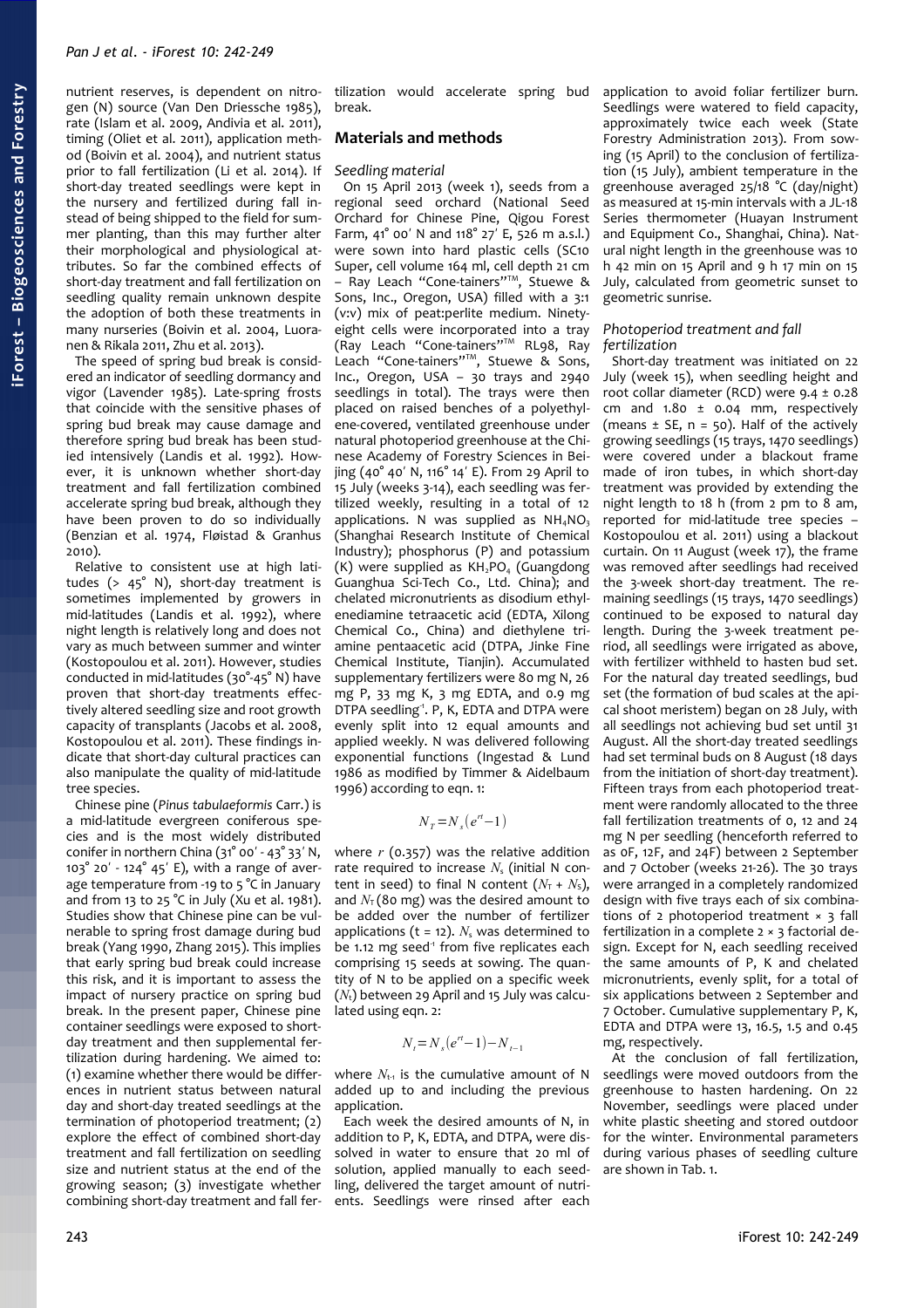nutrient reserves, is dependent on nitrogen (N) source (Van Den Driessche 1985), rate (Islam et al. 2009, Andivia et al. 2011), timing (Oliet et al. 2011), application method (Boivin et al. 2004), and nutrient status prior to fall fertilization (Li et al. 2014). If short-day treated seedlings were kept in the nursery and fertilized during fall instead of being shipped to the field for summer planting, than this may further alter their morphological and physiological attributes. So far the combined effects of short-day treatment and fall fertilization on seedling quality remain unknown despite the adoption of both these treatments in many nurseries (Boivin et al. 2004, Luoranen & Rikala 2011, Zhu et al. 2013).

The speed of spring bud break is considered an indicator of seedling dormancy and vigor (Lavender 1985). Late-spring frosts that coincide with the sensitive phases of spring bud break may cause damage and therefore spring bud break has been studied intensively (Landis et al. 1992). However, it is unknown whether short-day treatment and fall fertilization combined accelerate spring bud break, although they have been proven to do so individually (Benzian et al. 1974, Fløistad & Granhus 2010).

Relative to consistent use at high latitudes (> 45° N), short-day treatment is sometimes implemented by growers in mid-latitudes (Landis et al. 1992), where night length is relatively long and does not vary as much between summer and winter (Kostopoulou et al. 2011). However, studies conducted in mid-latitudes (30°-45° N) have proven that short-day treatments effectively altered seedling size and root growth capacity of transplants (Jacobs et al. 2008, Kostopoulou et al. 2011). These findings indicate that short-day cultural practices can also manipulate the quality of mid-latitude tree species.

Chinese pine (*Pinus tabulaeformis* Carr.) is a mid-latitude evergreen coniferous species and is the most widely distributed conifer in northern China (31° 00′ - 43° 33′ N, 103° 20′ - 124° 45′ E), with a range of average temperature from -19 to 5 °C in January and from 13 to 25 °C in July (Xu et al. 1981). Studies show that Chinese pine can be vulnerable to spring frost damage during bud break (Yang 1990, Zhang 2015). This implies that early spring bud break could increase this risk, and it is important to assess the impact of nursery practice on spring bud break. In the present paper, Chinese pine container seedlings were exposed to short-day treatment and then supplemental fertilization during hardening. We aimed to: (1) examine whether there would be differences in nutrient status between natural day and short-day treated seedlings at the termination of photoperiod treatment; (2) explore the effect of combined short-day treatment and fall fertilization on seedling size and nutrient status at the end of the growing season; (3) investigate whether combining short-day treatment and fall fertilization would accelerate spring bud break.

## Materials and methods

### Seedling material

On 15 April 2013 (week 1), seeds from a regional seed orchard (National Seed Orchard for Chinese Pine, Qigou Forest Farm, 41° 00′ N and 118° 27′ E, 526 m a.s.l.) were sown into hard plastic cells (SC10 Super, cell volume 164 ml, cell depth 21 cm – Ray Leach "Cone-tainers"™, Stuewe & Sons, Inc., Oregon, USA) filled with a 3:1 (v:v) mix of peat:perlite medium. Ninety-eight cells were incorporated into a tray (Ray Leach "Cone-tainers"™ RL98, Ray Leach "Cone-tainers"™, Stuewe & Sons, Inc., Oregon, USA – 30 trays and 2940 seedlings in total). The trays were then placed on raised benches of a polyethylene-covered, ventilated greenhouse under natural photoperiod greenhouse at the Chinese Academy of Forestry Sciences in Beijing (40° 40′ N, 116° 14′ E). From 29 April to 15 July (weeks 3-14), each seedling was fertilized weekly, resulting in a total of 12 applications. N was supplied as $NH_4NO_3$ (Shanghai Research Institute of Chemical Industry); phosphorus (P) and potassium (K) were supplied as $KH_2PO_4$ (Guangdong Guanghua Sci-Tech Co., Ltd. China); and chelated micronutrients as disodium ethylenediamine tetraacetic acid (EDTA, Xilong Chemical Co., China) and diethylene triamine pentaacetic acid (DTPA, Jinke Fine Chemical Institute, Tianjin). Accumulated supplementary fertilizers were 80 mg N, 26 mg P, 33 mg K, 3 mg EDTA, and 0.9 mg DTPA seedling$^{-1}$. P, K, EDTA and DTPA were evenly split into 12 equal amounts and applied weekly. N was delivered following exponential functions (Ingestad & Lund 1986 as modified by Timmer & Aidelbaum 1996) according to eqn. 1:

$$N_T = N_s \left(e^{rt} - 1\right)$$

where $r$ (0.357) was the relative addition rate required to increase $N_s$ (initial N content in seed) to final N content ($N_T$ + $N_S$), and $N_T$ (80 mg) was the desired amount to be added over the number of fertilizer applications (t = 12). $N_s$ was determined to be 1.12 mg seed$^{-1}$ from five replicates each comprising 15 seeds at sowing. The quantity of N to be applied on a specific week ($N_t$) between 29 April and 15 July was calculated using eqn. 2:

$$N_t = N_s \left(e^{rt} - 1\right) - N_{t-1}$$

where $N_{t-1}$ is the cumulative amount of N added up to and including the previous application.

Each week the desired amounts of N, in addition to P, K, EDTA, and DTPA, were dissolved in water to ensure that 20 ml of solution, applied manually to each seedling, delivered the target amount of nutrients. Seedlings were rinsed after each application to avoid foliar fertilizer burn. Seedlings were watered to field capacity, approximately twice each week (State Forestry Administration 2013). From sowing (15 April) to the conclusion of fertilization (15 July), ambient temperature in the greenhouse averaged 25/18 °C (day/night) as measured at 15-min intervals with a JL-18 Series thermometer (Huayan Instrument and Equipment Co., Shanghai, China). Natural night length in the greenhouse was 10 h 42 min on 15 April and 9 h 17 min on 15 July, calculated from geometric sunset to geometric sunrise.

### Photoperiod treatment and fall fertilization

Short-day treatment was initiated on 22 July (week 15), when seedling height and root collar diameter (RCD) were 9.4 ± 0.28 cm and 1.80 ± 0.04 mm, respectively (means ± SE, n = 50). Half of the actively growing seedlings (15 trays, 1470 seedlings) were covered under a blackout frame made of iron tubes, in which short-day treatment was provided by extending the night length to 18 h (from 2 pm to 8 am, reported for mid-latitude tree species – Kostopoulou et al. 2011) using a blackout curtain. On 11 August (week 17), the frame was removed after seedlings had received the 3-week short-day treatment. The remaining seedlings (15 trays, 1470 seedlings) continued to be exposed to natural day length. During the 3-week treatment period, all seedlings were irrigated as above, with fertilizer withheld to hasten bud set. For the natural day treated seedlings, bud set (the formation of bud scales at the apical shoot meristem) began on 28 July, with all seedlings not achieving bud set until 31 August. All the short-day treated seedlings had set terminal buds on 8 August (18 days from the initiation of short-day treatment). Fifteen trays from each photoperiod treatment were randomly allocated to the three fall fertilization treatments of 0, 12 and 24 mg N per seedling (henceforth referred to as 0F, 12F, and 24F) between 2 September and 7 October (weeks 21-26). The 30 trays were arranged in a completely randomized design with five trays each of six combinations of 2 photoperiod treatment × 3 fall fertilization in a complete 2 × 3 factorial design. Except for N, each seedling received the same amounts of P, K and chelated micronutrients, evenly split, for a total of six applications between 2 September and 7 October. Cumulative supplementary P, K, EDTA and DTPA were 13, 16.5, 1.5 and 0.45 mg, respectively.

At the conclusion of fall fertilization, seedlings were moved outdoors from the greenhouse to hasten hardening. On 22 November, seedlings were placed under white plastic sheeting and stored outdoor for the winter. Environmental parameters during various phases of seedling culture are shown in Tab. 1.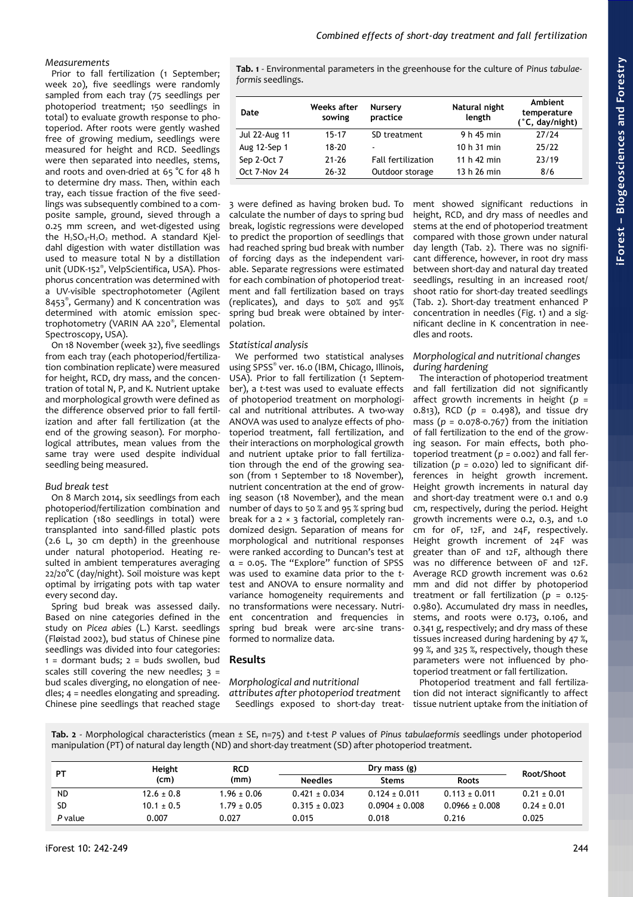### Measurements

Prior to fall fertilization (1 September; week 20), five seedlings were randomly sampled from each tray (75 seedlings per photoperiod treatment; 150 seedlings in total) to evaluate growth response to photoperiod. After roots were gently washed free of growing medium, seedlings were measured for height and RCD. Seedlings were then separated into needles, stems, and roots and oven-dried at 65 °C for 48 h to determine dry mass. Then, within each tray, each tissue fraction of the five seedlings was subsequently combined to a composite sample, ground, sieved through a 0.25 mm screen, and wet-digested using the $H_2SO_4$-$H_2O_2$ method. A standard Kjeldahl digestion with water distillation was used to measure total N by a distillation unit (UDK-152®, VelpScientifica, USA). Phosphorus concentration was determined with a UV-visible spectrophotometer (Agilent 8453®, Germany) and K concentration was determined with atomic emission spectrophotometry (VARIN AA 220®, Elemental Spectroscopy, USA).

On 18 November (week 32), five seedlings from each tray (each photoperiod/fertilization combination replicate) were measured for height, RCD, dry mass, and the concentration of total N, P, and K. Nutrient uptake and morphological growth were defined as the difference observed prior to fall fertilization and after fall fertilization (at the end of the growing season). For morphological attributes, mean values from the same tray were used despite individual seedling being measured.

### Bud break test

On 8 March 2014, six seedlings from each photoperiod/fertilization combination and replication (180 seedlings in total) were transplanted into sand-filled plastic pots (2.6 L, 30 cm depth) in the greenhouse under natural photoperiod. Heating resulted in ambient temperatures averaging 22/20°C (day/night). Soil moisture was kept optimal by irrigating pots with tap water every second day.

Spring bud break was assessed daily. Based on nine categories defined in the study on *Picea abies* (L.) Karst. seedlings (Fløistad 2002), bud status of Chinese pine seedlings was divided into four categories: 1 = dormant buds; 2 = buds swollen, bud scales still covering the new needles; 3 = bud scales diverging, no elongation of needles; 4 = needles elongating and spreading. Chinese pine seedlings that reached stage 3 were defined as having broken bud. To calculate the number of days to spring bud break, logistic regressions were developed to predict the proportion of seedlings that had reached spring bud break with number of forcing days as the independent variable. Separate regressions were estimated for each combination of photoperiod treatment and fall fertilization based on trays (replicates), and days to 50% and 95% spring bud break were obtained by interpolation.

**Tab. 1** - Environmental parameters in the greenhouse for the culture of *Pinus tabulaeformis* seedlings.

| Date | Weeks after sowing | Nursery practice | Natural night length | Ambient temperature (°C, day/night) |
|---|---|---|---|---|
| Jul 22-Aug 11 | 15-17 | SD treatment | 9 h 45 min | 27/24 |
| Aug 12-Sep 1 | 18-20 | - | 10 h 31 min | 25/22 |
| Sep 2-Oct 7 | 21-26 | Fall fertilization | 11 h 42 min | 23/19 |
| Oct 7-Nov 24 | 26-32 | Outdoor storage | 13 h 26 min | 8/6 |

### Statistical analysis

We performed two statistical analyses using SPSS® ver. 16.0 (IBM, Chicago, Illinois, USA). Prior to fall fertilization (1 September), a *t*-test was used to evaluate effects of photoperiod treatment on morphological and nutritional attributes. A two-way ANOVA was used to analyze effects of photoperiod treatment, fall fertilization, and their interactions on morphological growth and nutrient uptake prior to fall fertilization through the end of the growing season (from 1 September to 18 November), nutrient concentration at the end of growing season (18 November), and the mean number of days to 50 % and 95 % spring bud break for a 2 × 3 factorial, completely randomized design. Separation of means for morphological and nutritional responses were ranked according to Duncan's test at $\alpha = 0.05$. The "Explore" function of SPSS was used to examine data prior to the *t*-test and ANOVA to ensure normality and variance homogeneity requirements and no transformations were necessary. Nutrient concentration and frequencies in spring bud break were arc-sine transformed to normalize data.

## Results

### Morphological and nutritional attributes after photoperiod treatment

Seedlings exposed to short-day treatment showed significant reductions in height, RCD, and dry mass of needles and stems at the end of photoperiod treatment compared with those grown under natural day length (Tab. 2). There was no significant difference, however, in root dry mass between short-day and natural day treated seedlings, resulting in an increased root/shoot ratio for short-day treated seedlings (Tab. 2). Short-day treatment enhanced P concentration in needles (Fig. 1) and a significant decline in K concentration in needles and roots.

### Morphological and nutritional changes during hardening

The interaction of photoperiod treatment and fall fertilization did not significantly affect growth increments in height ($p$ = 0.813), RCD ($p$ = 0.498), and tissue dry mass ($p$ = 0.078-0.767) from the initiation of fall fertilization to the end of the growing season. For main effects, both photoperiod treatment ($p$ = 0.002) and fall fertilization ($p$ = 0.020) led to significant differences in height growth increment. Height growth increments in natural day and short-day treatment were 0.1 and 0.9 cm, respectively, during the period. Height growth increments were 0.2, 0.3, and 1.0 cm for 0F, 12F, and 24F, respectively. Height growth increment of 24F was greater than 0F and 12F, although there was no difference between 0F and 12F. Average RCD growth increment was 0.62 mm and did not differ by photoperiod treatment or fall fertilization ($p$ = 0.125-0.980). Accumulated dry mass in needles, stems, and roots were 0.173, 0.106, and 0.341 g, respectively; and dry mass of these tissues increased during hardening by 47 %, 99 %, and 325 %, respectively, though these parameters were not influenced by photoperiod treatment or fall fertilization.

Photoperiod treatment and fall fertilization did not interact significantly to affect tissue nutrient uptake from the initiation of

**Tab. 2** - Morphological characteristics (mean ± SE, n=75) and *t*-test *P* values of *Pinus tabulaeformis* seedlings under photoperiod manipulation (PT) of natural day length (ND) and short-day treatment (SD) after photoperiod treatment.

| PT | Height (cm) | RCD (mm) | Dry mass (g) | | | Root/Shoot |
|---|---|---|---|---|---|---|
| | | | Needles | Stems | Roots | |
| ND | 12.6 ± 0.8 | 1.96 ± 0.06 | 0.421 ± 0.034 | 0.124 ± 0.011 | 0.113 ± 0.011 | 0.21 ± 0.01 |
| SD | 10.1 ± 0.5 | 1.79 ± 0.05 | 0.315 ± 0.023 | 0.0904 ± 0.008 | 0.0966 ± 0.008 | 0.24 ± 0.01 |
| *P* value | 0.007 | 0.027 | 0.015 | 0.018 | 0.216 | 0.025 |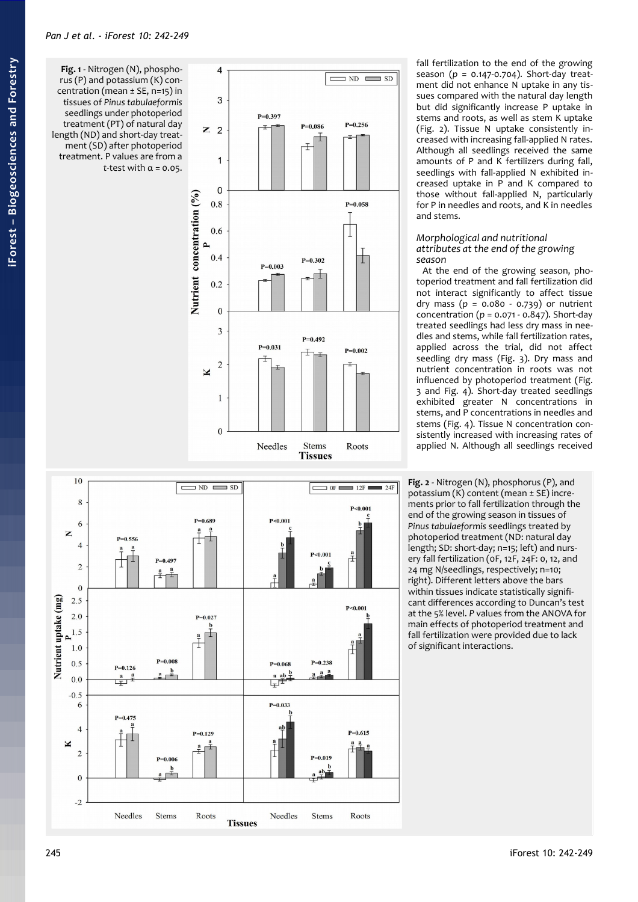**Fig. 1** - Nitrogen (N), phosphorus (P) and potassium (K) concentration (mean ± SE, n=15) in tissues of *Pinus tabulaeformis* seedlings under photoperiod treatment (PT) of natural day length (ND) and short-day treatment (SD) after photoperiod treatment. P values are from a *t*-test with α = 0.05.

fall fertilization to the end of the growing season (*p* = 0.147-0.704). Short-day treatment did not enhance N uptake in any tissues compared with the natural day length but did significantly increase P uptake in stems and roots, as well as stem K uptake (Fig. 2). Tissue N uptake consistently increased with increasing fall-applied N rates. Although all seedlings received the same amounts of P and K fertilizers during fall, seedlings with fall-applied N exhibited increased uptake in P and K compared to those without fall-applied N, particularly for P in needles and roots, and K in needles and stems.

### *Morphological and nutritional attributes at the end of the growing season*

At the end of the growing season, photoperiod treatment and fall fertilization did not interact significantly to affect tissue dry mass (*p* = 0.080 - 0.739) or nutrient concentration (*p* = 0.071 - 0.847). Short-day treated seedlings had less dry mass in needles and stems, while fall fertilization rates, applied across the trial, did not affect seedling dry mass (Fig. 3). Dry mass and nutrient concentration in roots was not influenced by photoperiod treatment (Fig. 3 and Fig. 4). Short-day treated seedlings exhibited greater N concentrations in stems, and P concentrations in needles and stems (Fig. 4). Tissue N concentration consistently increased with increasing rates of applied N. Although all seedlings received

**Fig. 2** - Nitrogen (N), phosphorus (P), and potassium (K) content (mean ± SE) increments prior to fall fertilization through the end of the growing season in tissues of *Pinus tabulaeformis* seedlings treated by photoperiod treatment (ND: natural day length; SD: short-day; n=15; left) and nursery fall fertilization (0F, 12F, 24F: 0, 12, and 24 mg N/seedlings, respectively; n=10; right). Different letters above the bars within tissues indicate statistically significant differences according to Duncan's test at the 5% level. *P* values from the ANOVA for main effects of photoperiod treatment and fall fertilization were provided due to lack of significant interactions.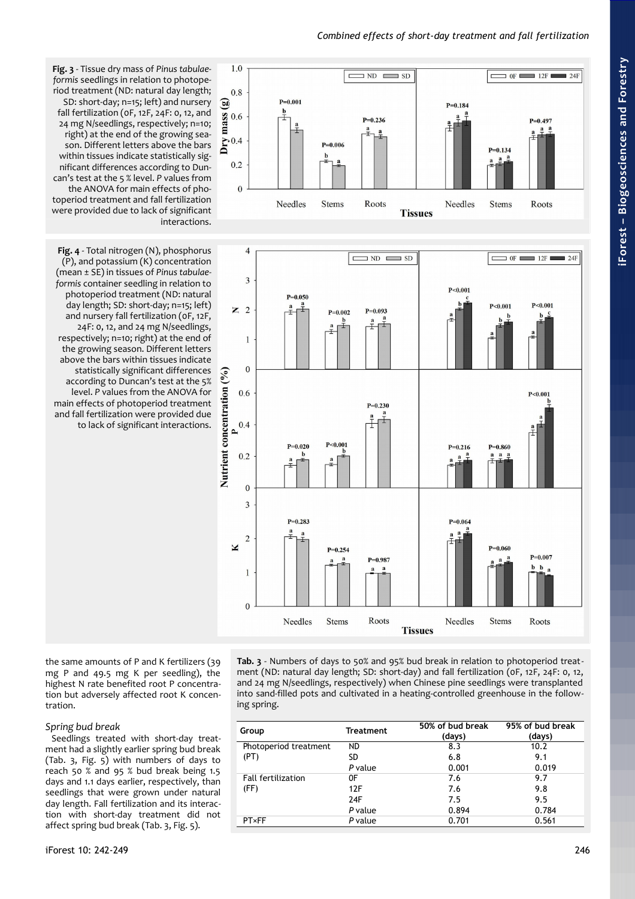**Fig. 3** - Tissue dry mass of *Pinus tabulaeformis* seedlings in relation to photoperiod treatment (ND: natural day length; SD: short-day; n=15; left) and nursery fall fertilization (0F, 12F, 24F: 0, 12, and 24 mg N/seedlings, respectively; n=10; right) at the end of the growing season. Different letters above the bars within tissues indicate statistically significant differences according to Duncan's test at the 5 % level. *P* values from the ANOVA for main effects of photoperiod treatment and fall fertilization were provided due to lack of significant interactions.

**Fig. 4** - Total nitrogen (N), phosphorus (P), and potassium (K) concentration (mean ± SE) in tissues of *Pinus tabulaeformis* container seedling in relation to photoperiod treatment (ND: natural day length; SD: short-day; n=15; left) and nursery fall fertilization (0F, 12F, 24F: 0, 12, and 24 mg N/seedlings, respectively; n=10; right) at the end of the growing season. Different letters above the bars within tissues indicate statistically significant differences according to Duncan's test at the 5% level. *P* values from the ANOVA for main effects of photoperiod treatment and fall fertilization were provided due to lack of significant interactions.

the same amounts of P and K fertilizers (39 mg P and 49.5 mg K per seedling), the highest N rate benefited root P concentration but adversely affected root K concentration.

### Spring bud break

Seedlings treated with short-day treatment had a slightly earlier spring bud break (Tab. 3, Fig. 5) with numbers of days to reach 50 % and 95 % bud break being 1.5 days and 1.1 days earlier, respectively, than seedlings that were grown under natural day length. Fall fertilization and its interaction with short-day treatment did not affect spring bud break (Tab. 3, Fig. 5).

**Tab. 3** - Numbers of days to 50% and 95% bud break in relation to photoperiod treatment (ND: natural day length; SD: short-day) and fall fertilization (0F, 12F, 24F: 0, 12, and 24 mg N/seedlings, respectively) when Chinese pine seedlings were transplanted into sand-filled pots and cultivated in a heating-controlled greenhouse in the following spring.

| Group | Treatment | 50% of bud break (days) | 95% of bud break (days) |
|---|---|---|---|
| Photoperiod treatment (PT) | ND | 8.3 | 10.2 |
| | SD | 6.8 | 9.1 |
| | *P* value | 0.001 | 0.019 |
| Fall fertilization (FF) | 0F | 7.6 | 9.7 |
| | 12F | 7.6 | 9.8 |
| | 24F | 7.5 | 9.5 |
| | *P* value | 0.894 | 0.784 |
| PT×FF | *P* value | 0.701 | 0.561 |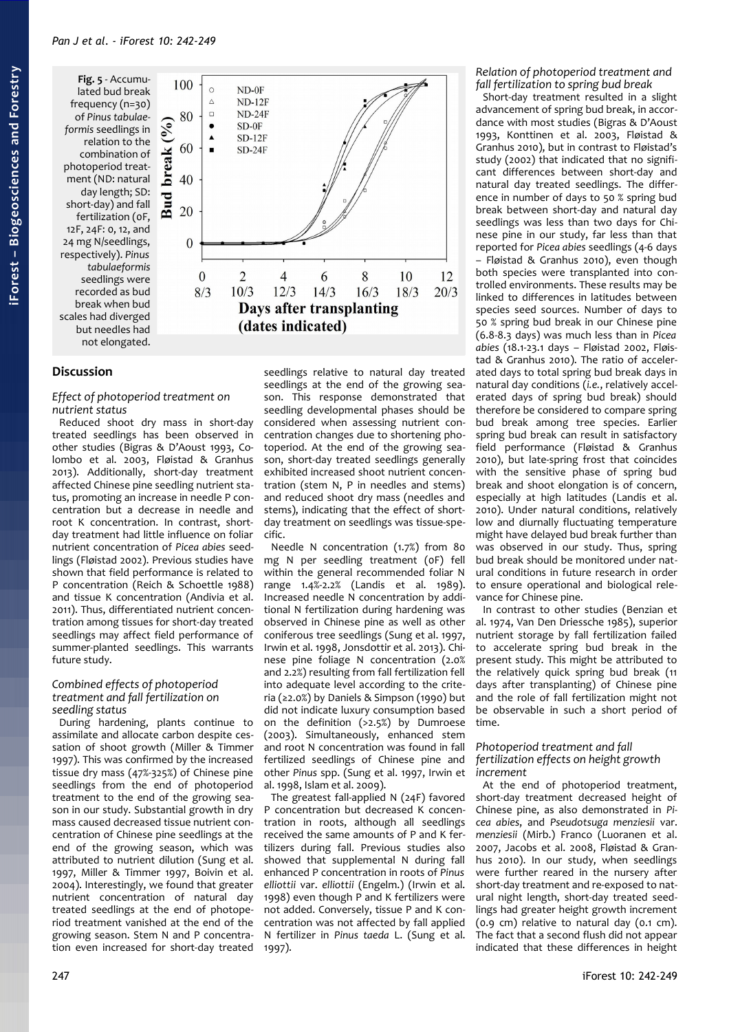**Fig. 5** - Accumulated bud break frequency (n=30) of *Pinus tabulaeformis* seedlings in relation to the combination of photoperiod treatment (ND: natural day length; SD: short-day) and fall fertilization (0F, 12F, 24F: 0, 12, and 24 mg N/seedlings, respectively). *Pinus tabulaeformis* seedlings were recorded as bud break when bud scales had diverged but needles had not elongated.

## Discussion

### Effect of photoperiod treatment on nutrient status

Reduced shoot dry mass in short-day treated seedlings has been observed in other studies (Bigras & D'Aoust 1993, Colombo et al. 2003, Fløistad & Granhus 2013). Additionally, short-day treatment affected Chinese pine seedling nutrient status, promoting an increase in needle P concentration but a decrease in needle and root K concentration. In contrast, short-day treatment had little influence on foliar nutrient concentration of *Picea abies* seedlings (Fløistad 2002). Previous studies have shown that field performance is related to P concentration (Reich & Schoettle 1988) and tissue K concentration (Andivia et al. 2011). Thus, differentiated nutrient concentration among tissues for short-day treated seedlings may affect field performance of summer-planted seedlings. This warrants future study.

### Combined effects of photoperiod treatment and fall fertilization on seedling status

During hardening, plants continue to assimilate and allocate carbon despite cessation of shoot growth (Miller & Timmer 1997). This was confirmed by the increased tissue dry mass (47%-325%) of Chinese pine seedlings from the end of photoperiod treatment to the end of the growing season in our study. Substantial growth in dry mass caused decreased tissue nutrient concentration of Chinese pine seedlings at the end of the growing season, which was attributed to nutrient dilution (Sung et al. 1997, Miller & Timmer 1997, Boivin et al. 2004). Interestingly, we found that greater nutrient concentration of natural day treated seedlings at the end of photoperiod treatment vanished at the end of the growing season. Stem N and P concentration even increased for short-day treated seedlings relative to natural day treated seedlings at the end of the growing season. This response demonstrated that seedling developmental phases should be considered when assessing nutrient concentration changes due to shortening photoperiod. At the end of the growing season, short-day treated seedlings generally exhibited increased shoot nutrient concentration (stem N, P in needles and stems) and reduced shoot dry mass (needles and stems), indicating that the effect of short-day treatment on seedlings was tissue-specific.

Needle N concentration (1.7%) from 80 mg N per seedling treatment (0F) fell within the general recommended foliar N range 1.4%-2.2% (Landis et al. 1989). Increased needle N concentration by additional N fertilization during hardening was observed in Chinese pine as well as other coniferous tree seedlings (Sung et al. 1997, Irwin et al. 1998, Jonsdottir et al. 2013). Chinese pine foliage N concentration (2.0% and 2.2%) resulting from fall fertilization fell into adequate level according to the criteria (≥2.0%) by Daniels & Simpson (1990) but did not indicate luxury consumption based on the definition (>2.5%) by Dumroese (2003). Simultaneously, enhanced stem and root N concentration was found in fall fertilized seedlings of Chinese pine and other *Pinus* spp. (Sung et al. 1997, Irwin et al. 1998, Islam et al. 2009).

The greatest fall-applied N (24F) favored P concentration but decreased K concentration in roots, although all seedlings received the same amounts of P and K fertilizers during fall. Previous studies also showed that supplemental N during fall enhanced P concentration in roots of *Pinus elliottii* var. *elliottii* (Engelm.) (Irwin et al. 1998) even though P and K fertilizers were not added. Conversely, tissue P and K concentration was not affected by fall applied N fertilizer in *Pinus taeda* L. (Sung et al. 1997).

### Relation of photoperiod treatment and fall fertilization to spring bud break

Short-day treatment resulted in a slight advancement of spring bud break, in accordance with most studies (Bigras & D'Aoust 1993, Konttinen et al. 2003, Fløistad & Granhus 2010), but in contrast to Fløistad's study (2002) that indicated that no significant differences between short-day and natural day treated seedlings. The difference in number of days to 50 % spring bud break between short-day and natural day seedlings was less than two days for Chinese pine in our study, far less than that reported for *Picea abies* seedlings (4-6 days – Fløistad & Granhus 2010), even though both species were transplanted into controlled environments. These results may be linked to differences in latitudes between species seed sources. Number of days to 50 % spring bud break in our Chinese pine (6.8-8.3 days) was much less than in *Picea abies* (18.1-23.1 days – Fløistad 2002, Fløistad & Granhus 2010). The ratio of accelerated days to total spring bud break days in natural day conditions (*i.e.*, relatively accelerated days of spring bud break) should therefore be considered to compare spring bud break among tree species. Earlier spring bud break can result in satisfactory field performance (Fløistad & Granhus 2010), but late-spring frost that coincides with the sensitive phase of spring bud break and shoot elongation is of concern, especially at high latitudes (Landis et al. 2010). Under natural conditions, relatively low and diurnally fluctuating temperature might have delayed bud break further than was observed in our study. Thus, spring bud break should be monitored under natural conditions in future research in order to ensure operational and biological relevance for Chinese pine.

In contrast to other studies (Benzian et al. 1974, Van Den Driessche 1985), superior nutrient storage by fall fertilization failed to accelerate spring bud break in the present study. This might be attributed to the relatively quick spring bud break (11 days after transplanting) of Chinese pine and the role of fall fertilization might not be observable in such a short period of time.

### Photoperiod treatment and fall fertilization effects on height growth increment

At the end of photoperiod treatment, short-day treatment decreased height of Chinese pine, as also demonstrated in *Picea abies*, and *Pseudotsuga menziesii* var. *menziesii* (Mirb.) Franco (Luoranen et al. 2007, Jacobs et al. 2008, Fløistad & Granhus 2010). In our study, when seedlings were further reared in the nursery after short-day treatment and re-exposed to natural night length, short-day treated seedlings had greater height growth increment (0.9 cm) relative to natural day (0.1 cm). The fact that a second flush did not appear indicated that these differences in height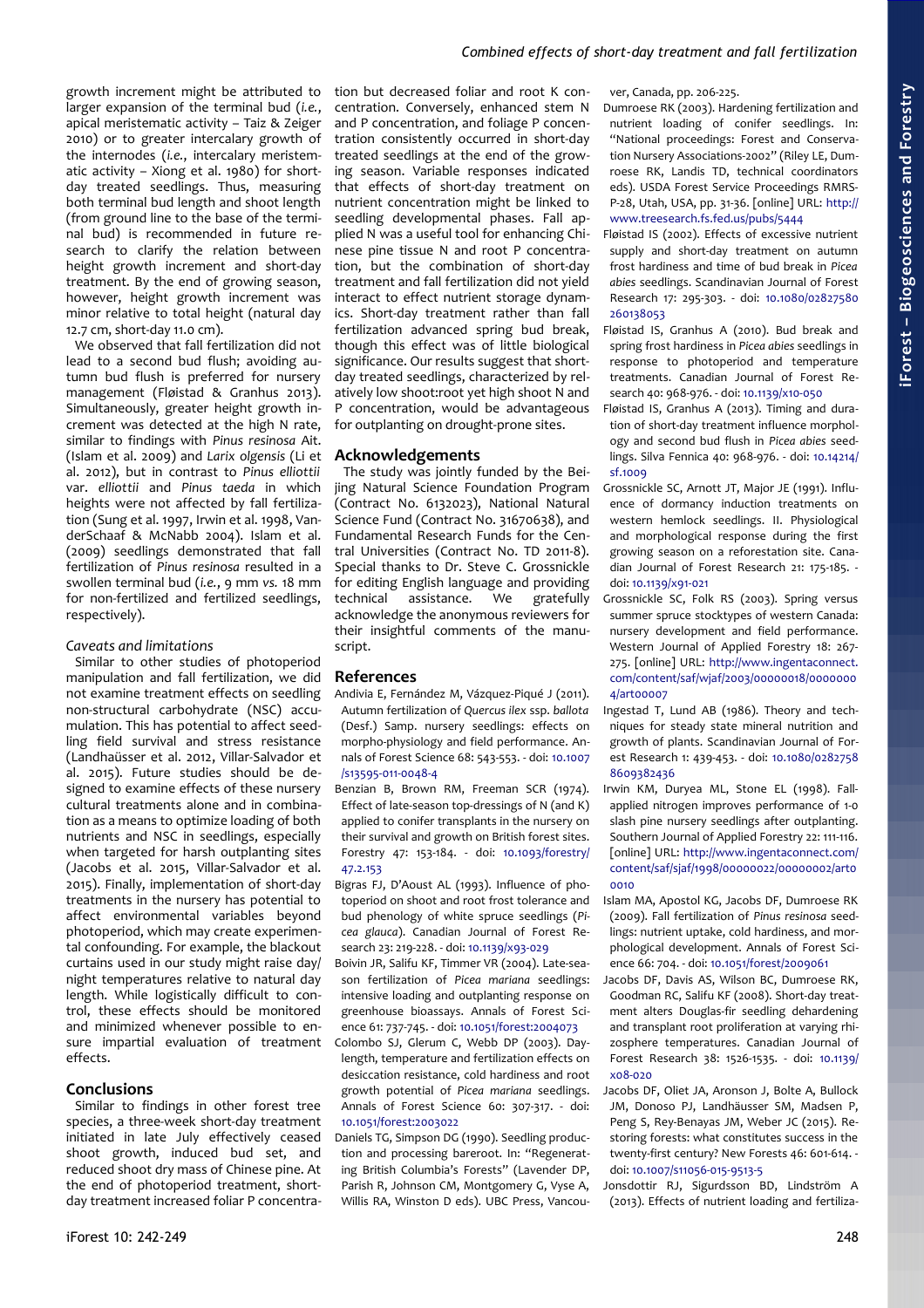growth increment might be attributed to larger expansion of the terminal bud (*i.e.*, apical meristematic activity – Taiz & Zeiger 2010) or to greater intercalary growth of the internodes (*i.e.*, intercalary meristematic activity – Xiong et al. 1980) for short-day treated seedlings. Thus, measuring both terminal bud length and shoot length (from ground line to the base of the terminal bud) is recommended in future research to clarify the relation between height growth increment and short-day treatment. By the end of growing season, however, height growth increment was minor relative to total height (natural day 12.7 cm, short-day 11.0 cm).

We observed that fall fertilization did not lead to a second bud flush; avoiding autumn bud flush is preferred for nursery management (Fløistad & Granhus 2013). Simultaneously, greater height growth increment was detected at the high N rate, similar to findings with *Pinus resinosa* Ait. (Islam et al. 2009) and *Larix olgensis* (Li et al. 2012), but in contrast to *Pinus elliottii* var. *elliottii* and *Pinus taeda* in which heights were not affected by fall fertilization (Sung et al. 1997, Irwin et al. 1998, VanderSchaaf & McNabb 2004). Islam et al. (2009) seedlings demonstrated that fall fertilization of *Pinus resinosa* resulted in a swollen terminal bud (*i.e.*, 9 mm *vs.* 18 mm for non-fertilized and fertilized seedlings, respectively).

### Caveats and limitations

Similar to other studies of photoperiod manipulation and fall fertilization, we did not examine treatment effects on seedling non-structural carbohydrate (NSC) accumulation. This has potential to affect seedling field survival and stress resistance (Landhaüsser et al. 2012, Villar-Salvador et al. 2015). Future studies should be designed to examine effects of these nursery cultural treatments alone and in combination as a means to optimize loading of both nutrients and NSC in seedlings, especially when targeted for harsh outplanting sites (Jacobs et al. 2015, Villar-Salvador et al. 2015). Finally, implementation of short-day treatments in the nursery has potential to affect environmental variables beyond photoperiod, which may create experimental confounding. For example, the blackout curtains used in our study might raise day/night temperatures relative to natural day length. While logistically difficult to control, these effects should be monitored and minimized whenever possible to ensure impartial evaluation of treatment effects.

## Conclusions

Similar to findings in other forest tree species, a three-week short-day treatment initiated in late July effectively ceased shoot growth, induced bud set, and reduced shoot dry mass of Chinese pine. At the end of photoperiod treatment, short-day treatment increased foliar P concentration but decreased foliar and root K concentration. Conversely, enhanced stem N and P concentration, and foliage P concentration consistently occurred in short-day treated seedlings at the end of the growing season. Variable responses indicated that effects of short-day treatment on nutrient concentration might be linked to seedling developmental phases. Fall applied N was a useful tool for enhancing Chinese pine tissue N and root P concentration, but the combination of short-day treatment and fall fertilization did not yield interact to effect nutrient storage dynamics. Short-day treatment rather than fall fertilization advanced spring bud break, though this effect was of little biological significance. Our results suggest that short-day treated seedlings, characterized by relatively low shoot:root yet high shoot N and P concentration, would be advantageous for outplanting on drought-prone sites.

## Acknowledgements

The study was jointly funded by the Beijing Natural Science Foundation Program (Contract No. 6132023), National Natural Science Fund (Contract No. 31670638), and Fundamental Research Funds for the Central Universities (Contract No. TD 2011-8). Special thanks to Dr. Steve C. Grossnickle for editing English language and providing technical assistance. We gratefully acknowledge the anonymous reviewers for their insightful comments of the manuscript.

## References

Andivia E, Fernández M, Vázquez-Piqué J (2011). Autumn fertilization of *Quercus ilex* ssp. *ballota* (Desf.) Samp. nursery seedlings: effects on morpho-physiology and field performance. Annals of Forest Science 68: 543-553. - doi: 10.1007/s13595-011-0048-4

Benzian B, Brown RM, Freeman SCR (1974). Effect of late-season top-dressings of N (and K) applied to conifer transplants in the nursery on their survival and growth on British forest sites. Forestry 47: 153-184. - doi: 10.1093/forestry/47.2.153

Bigras FJ, D'Aoust AL (1993). Influence of photoperiod on shoot and root frost tolerance and bud phenology of white spruce seedlings (*Picea glauca*). Canadian Journal of Forest Research 23: 219-228. - doi: 10.1139/x93-029

Boivin JR, Salifu KF, Timmer VR (2004). Late-season fertilization of *Picea mariana* seedlings: intensive loading and outplanting response on greenhouse bioassays. Annals of Forest Science 61: 737-745. - doi: 10.1051/forest:2004073

Colombo SJ, Glerum C, Webb DP (2003). Daylength, temperature and fertilization effects on desiccation resistance, cold hardiness and root growth potential of *Picea mariana* seedlings. Annals of Forest Science 60: 307-317. - doi: 10.1051/forest:2003022

Daniels TG, Simpson DG (1990). Seedling production and processing bareroot. In: "Regenerating British Columbia's Forests" (Lavender DP, Parish R, Johnson CM, Montgomery G, Vyse A, Willis RA, Winston D eds). UBC Press, Vancouver, Canada, pp. 206-225.

Dumroese RK (2003). Hardening fertilization and nutrient loading of conifer seedlings. In: "National proceedings: Forest and Conservation Nursery Associations-2002" (Riley LE, Dumroese RK, Landis TD, technical coordinators eds). USDA Forest Service Proceedings RMRS-P-28, Utah, USA, pp. 31-36. [online] URL: http://www.treesearch.fs.fed.us/pubs/5444

Fløistad IS (2002). Effects of excessive nutrient supply and short-day treatment on autumn frost hardiness and time of bud break in *Picea abies* seedlings. Scandinavian Journal of Forest Research 17: 295-303. - doi: 10.1080/02827580260138053

Fløistad IS, Granhus A (2010). Bud break and spring frost hardiness in *Picea abies* seedlings in response to photoperiod and temperature treatments. Canadian Journal of Forest Research 40: 968-976. - doi: 10.1139/x10-050

Fløistad IS, Granhus A (2013). Timing and duration of short-day treatment influence morphology and second bud flush in *Picea abies* seedlings. Silva Fennica 40: 968-976. - doi: 10.14214/sf.1009

Grossnickle SC, Arnott JT, Major JE (1991). Influence of dormancy induction treatments on western hemlock seedlings. II. Physiological and morphological response during the first growing season on a reforestation site. Canadian Journal of Forest Research 21: 175-185. - doi: 10.1139/x91-021

Grossnickle SC, Folk RS (2003). Spring versus summer spruce stocktypes of western Canada: nursery development and field performance. Western Journal of Applied Forestry 18: 267-275. [online] URL: http://www.ingentaconnect.com/content/saf/wjaf/2003/00000018/00000004/art00007

Ingestad T, Lund AB (1986). Theory and techniques for steady state mineral nutrition and growth of plants. Scandinavian Journal of Forest Research 1: 439-453. - doi: 10.1080/02827588609382436

Irwin KM, Duryea ML, Stone EL (1998). Fall-applied nitrogen improves performance of 1-0 slash pine nursery seedlings after outplanting. Southern Journal of Applied Forestry 22: 111-116. [online] URL: http://www.ingentaconnect.com/content/saf/sjaf/1998/00000022/00000002/art00010

Islam MA, Apostol KG, Jacobs DF, Dumroese RK (2009). Fall fertilization of *Pinus resinosa* seedlings: nutrient uptake, cold hardiness, and morphological development. Annals of Forest Science 66: 704. - doi: 10.1051/forest/2009061

Jacobs DF, Davis AS, Wilson BC, Dumroese RK, Goodman RC, Salifu KF (2008). Short-day treatment alters Douglas-fir seedling dehardening and transplant root proliferation at varying rhizosphere temperatures. Canadian Journal of Forest Research 38: 1526-1535. - doi: 10.1139/x08-020

Jacobs DF, Oliet JA, Aronson J, Bolte A, Bullock JM, Donoso PJ, Landhäusser SM, Madsen P, Peng S, Rey-Benayas JM, Weber JC (2015). Restoring forests: what constitutes success in the twenty-first century? New Forests 46: 601-614. - doi: 10.1007/s11056-015-9513-5

Jonsdottir RJ, Sigurdsson BD, Lindström A (2013). Effects of nutrient loading and fertiliza-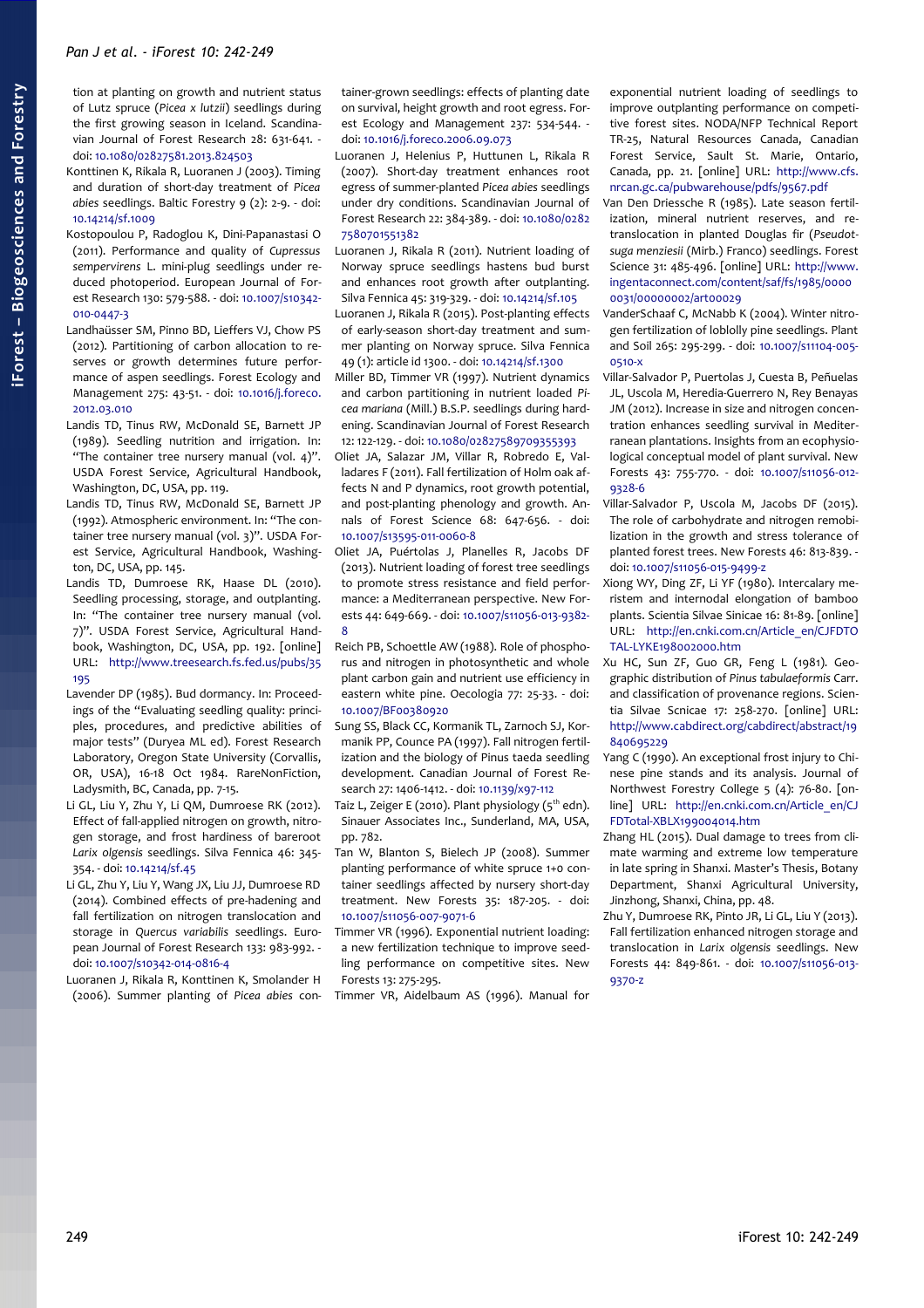tion at planting on growth and nutrient status of Lutz spruce (*Picea x lutzii*) seedlings during the first growing season in Iceland. Scandinavian Journal of Forest Research 28: 631-641. - doi: 10.1080/02827581.2013.824503

Konttinen K, Rikala R, Luoranen J (2003). Timing and duration of short-day treatment of *Picea abies* seedlings. Baltic Forestry 9 (2): 2-9. - doi: 10.14214/sf.1009

Kostopoulou P, Radoglou K, Dini-Papanastasi O (2011). Performance and quality of *Cupressus sempervirens* L. mini-plug seedlings under reduced photoperiod. European Journal of Forest Research 130: 579-588. - doi: 10.1007/s10342-010-0447-3

Landhaüsser SM, Pinno BD, Lieffers VJ, Chow PS (2012). Partitioning of carbon allocation to reserves or growth determines future performance of aspen seedlings. Forest Ecology and Management 275: 43-51. - doi: 10.1016/j.foreco.2012.03.010

Landis TD, Tinus RW, McDonald SE, Barnett JP (1989). Seedling nutrition and irrigation. In: "The container tree nursery manual (vol. 4)". USDA Forest Service, Agricultural Handbook, Washington, DC, USA, pp. 119.

Landis TD, Tinus RW, McDonald SE, Barnett JP (1992). Atmospheric environment. In: "The container tree nursery manual (vol. 3)". USDA Forest Service, Agricultural Handbook, Washington, DC, USA, pp. 145.

Landis TD, Dumroese RK, Haase DL (2010). Seedling processing, storage, and outplanting. In: "The container tree nursery manual (vol. 7)". USDA Forest Service, Agricultural Handbook, Washington, DC, USA, pp. 192. [online] URL: http://www.treesearch.fs.fed.us/pubs/35195

Lavender DP (1985). Bud dormancy. In: Proceedings of the "Evaluating seedling quality: principles, procedures, and predictive abilities of major tests" (Duryea ML ed). Forest Research Laboratory, Oregon State University (Corvallis, OR, USA), 16-18 Oct 1984. RareNonFiction, Ladysmith, BC, Canada, pp. 7-15.

Li GL, Liu Y, Zhu Y, Li QM, Dumroese RK (2012). Effect of fall-applied nitrogen on growth, nitrogen storage, and frost hardiness of bareroot *Larix olgensis* seedlings. Silva Fennica 46: 345-354. - doi: 10.14214/sf.45

Li GL, Zhu Y, Liu Y, Wang JX, Liu JJ, Dumroese RD (2014). Combined effects of pre-hadening and fall fertilization on nitrogen translocation and storage in *Quercus variabilis* seedlings. European Journal of Forest Research 133: 983-992. - doi: 10.1007/s10342-014-0816-4

Luoranen J, Rikala R, Konttinen K, Smolander H (2006). Summer planting of *Picea abies* container-grown seedlings: effects of planting date on survival, height growth and root egress. Forest Ecology and Management 237: 534-544. - doi: 10.1016/j.foreco.2006.09.073

Luoranen J, Helenius P, Huttunen L, Rikala R (2007). Short-day treatment enhances root egress of summer-planted *Picea abies* seedlings under dry conditions. Scandinavian Journal of Forest Research 22: 384-389. - doi: 10.1080/02827580701551382

Luoranen J, Rikala R (2011). Nutrient loading of Norway spruce seedlings hastens bud burst and enhances root growth after outplanting. Silva Fennica 45: 319-329. - doi: 10.14214/sf.105

Luoranen J, Rikala R (2015). Post-planting effects of early-season short-day treatment and summer planting on Norway spruce. Silva Fennica 49 (1): article id 1300. - doi: 10.14214/sf.1300

Miller BD, Timmer VR (1997). Nutrient dynamics and carbon partitioning in nutrient loaded *Picea mariana* (Mill.) B.S.P. seedlings during hardening. Scandinavian Journal of Forest Research 12: 122-129. - doi: 10.1080/02827589709355393

Oliet JA, Salazar JM, Villar R, Robredo E, Valladares F (2011). Fall fertilization of Holm oak affects N and P dynamics, root growth potential, and post-planting phenology and growth. Annals of Forest Science 68: 647-656. - doi: 10.1007/s13595-011-0060-8

Oliet JA, Puértolas J, Planelles R, Jacobs DF (2013). Nutrient loading of forest tree seedlings to promote stress resistance and field performance: a Mediterranean perspective. New Forests 44: 649-669. - doi: 10.1007/s11056-013-9382-8

Reich PB, Schoettle AW (1988). Role of phosphorus and nitrogen in photosynthetic and whole plant carbon gain and nutrient use efficiency in eastern white pine. Oecologia 77: 25-33. - doi: 10.1007/BF00380920

Sung SS, Black CC, Kormanik TL, Zarnoch SJ, Kormanik PP, Counce PA (1997). Fall nitrogen fertilization and the biology of Pinus taeda seedling development. Canadian Journal of Forest Research 27: 1406-1412. - doi: 10.1139/x97-112

Taiz L, Zeiger E (2010). Plant physiology (5th edn). Sinauer Associates Inc., Sunderland, MA, USA, pp. 782.

Tan W, Blanton S, Bielech JP (2008). Summer planting performance of white spruce 1+0 container seedlings affected by nursery short-day treatment. New Forests 35: 187-205. - doi: 10.1007/s11056-007-9071-6

Timmer VR (1996). Exponential nutrient loading: a new fertilization technique to improve seedling performance on competitive sites. New Forests 13: 275-295.

Timmer VR, Aidelbaum AS (1996). Manual for exponential nutrient loading of seedlings to improve outplanting performance on competitive forest sites. NODA/NFP Technical Report TR-25, Natural Resources Canada, Canadian Forest Service, Sault St. Marie, Ontario, Canada, pp. 21. [online] URL: http://www.cfs.nrcan.gc.ca/pubwarehouse/pdfs/9567.pdf

Van Den Driessche R (1985). Late season fertilization, mineral nutrient reserves, and retranslocation in planted Douglas fir (*Pseudotsuga menziesii* (Mirb.) Franco) seedlings. Forest Science 31: 485-496. [online] URL: http://www.ingentaconnect.com/content/saf/fs/1985/00000031/00000002/art00029

VanderSchaaf C, McNabb K (2004). Winter nitrogen fertilization of loblolly pine seedlings. Plant and Soil 265: 295-299. - doi: 10.1007/s11104-005-0510-x

Villar-Salvador P, Puertolas J, Cuesta B, Peñuelas JL, Uscola M, Heredia-Guerrero N, Rey Benayas JM (2012). Increase in size and nitrogen concentration enhances seedling survival in Mediterranean plantations. Insights from an ecophysiological conceptual model of plant survival. New Forests 43: 755-770. - doi: 10.1007/s11056-012-9328-6

Villar-Salvador P, Uscola M, Jacobs DF (2015). The role of carbohydrate and nitrogen remobilization in the growth and stress tolerance of planted forest trees. New Forests 46: 813-839. - doi: 10.1007/s11056-015-9499-z

Xiong WY, Ding ZF, Li YF (1980). Intercalary meristem and internodal elongation of bamboo plants. Scientia Silvae Sinicae 16: 81-89. [online] URL: http://en.cnki.com.cn/Article_en/CJFDTOTAL-LYKE198002000.htm

Xu HC, Sun ZF, Guo GR, Feng L (1981). Geographic distribution of *Pinus tabulaeformis* Carr. and classification of provenance regions. Scientia Silvae Scnicae 17: 258-270. [online] URL: http://www.cabdirect.org/cabdirect/abstract/19840695229

Yang C (1990). An exceptional frost injury to Chinese pine stands and its analysis. Journal of Northwest Forestry College 5 (4): 76-80. [online] URL: http://en.cnki.com.cn/Article_en/CJFDTotal-XBLX199004014.htm

Zhang HL (2015). Dual damage to trees from climate warming and extreme low temperature in late spring in Shanxi. Master's Thesis, Botany Department, Shanxi Agricultural University, Jinzhong, Shanxi, China, pp. 48.

Zhu Y, Dumroese RK, Pinto JR, Li GL, Liu Y (2013). Fall fertilization enhanced nitrogen storage and translocation in *Larix olgensis* seedlings. New Forests 44: 849-861. - doi: 10.1007/s11056-013-9370-z